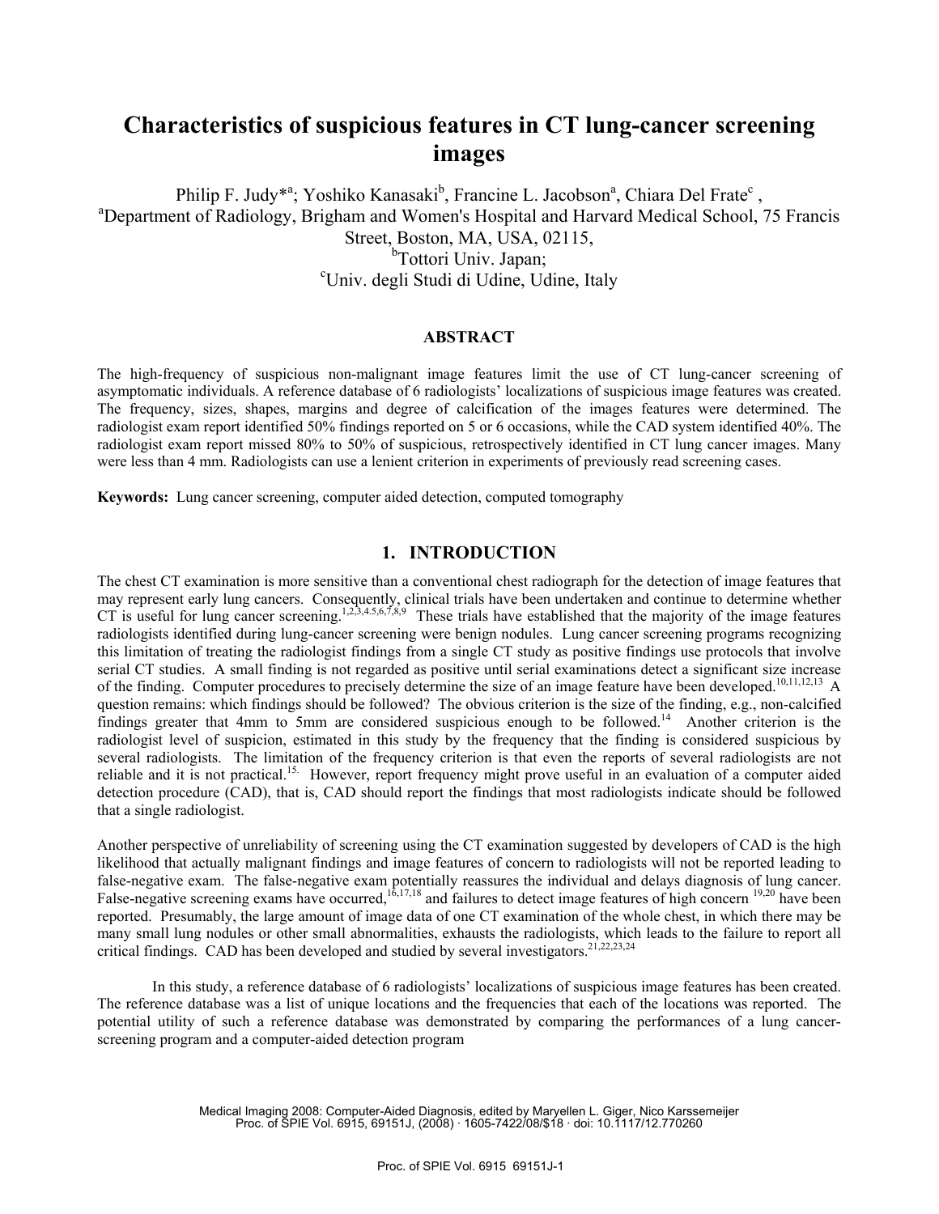# Characteristics of suspicious features in CT lung-cancer screening images

Philip F. Judy*[a]; Yoshiko Kanasaki[b], Francine L. Jacobson[a], Chiara Del Frate[c] ,
[a]Department of Radiology, Brigham and Women's Hospital and Harvard Medical School, 75 Francis Street, Boston, MA, USA, 02115,
[b]Tottori Univ. Japan;
[c]Univ. degli Studi di Udine, Udine, Italy

### ABSTRACT

The high-frequency of suspicious non-malignant image features limit the use of CT lung-cancer screening of asymptomatic individuals. A reference database of 6 radiologists' localizations of suspicious image features was created. The frequency, sizes, shapes, margins and degree of calcification of the images features were determined. The radiologist exam report identified 50% findings reported on 5 or 6 occasions, while the CAD system identified 40%. The radiologist exam report missed 80% to 50% of suspicious, retrospectively identified in CT lung cancer images. Many were less than 4 mm. Radiologists can use a lenient criterion in experiments of previously read screening cases.

**Keywords:** Lung cancer screening, computer aided detection, computed tomography

## 1. INTRODUCTION

The chest CT examination is more sensitive than a conventional chest radiograph for the detection of image features that may represent early lung cancers. Consequently, clinical trials have been undertaken and continue to determine whether CT is useful for lung cancer screening.[1,2,3,4,5,6,7,8,9] These trials have established that the majority of the image features radiologists identified during lung-cancer screening were benign nodules. Lung cancer screening programs recognizing this limitation of treating the radiologist findings from a single CT study as positive findings use protocols that involve serial CT studies. A small finding is not regarded as positive until serial examinations detect a significant size increase of the finding. Computer procedures to precisely determine the size of an image feature have been developed.[10,11,12,13] A question remains: which findings should be followed? The obvious criterion is the size of the finding, e.g., non-calcified findings greater that 4mm to 5mm are considered suspicious enough to be followed.[14] Another criterion is the radiologist level of suspicion, estimated in this study by the frequency that the finding is considered suspicious by several radiologists. The limitation of the frequency criterion is that even the reports of several radiologists are not reliable and it is not practical.[15.] However, report frequency might prove useful in an evaluation of a computer aided detection procedure (CAD), that is, CAD should report the findings that most radiologists indicate should be followed that a single radiologist.

Another perspective of unreliability of screening using the CT examination suggested by developers of CAD is the high likelihood that actually malignant findings and image features of concern to radiologists will not be reported leading to false-negative exam. The false-negative exam potentially reassures the individual and delays diagnosis of lung cancer. False-negative screening exams have occurred,[16,17,18] and failures to detect image features of high concern [19,20] have been reported. Presumably, the large amount of image data of one CT examination of the whole chest, in which there may be many small lung nodules or other small abnormalities, exhausts the radiologists, which leads to the failure to report all critical findings. CAD has been developed and studied by several investigators.[21,22,23,24]

In this study, a reference database of 6 radiologists' localizations of suspicious image features has been created. The reference database was a list of unique locations and the frequencies that each of the locations was reported. The potential utility of such a reference database was demonstrated by comparing the performances of a lung cancer-screening program and a computer-aided detection program

Medical Imaging 2008: Computer-Aided Diagnosis, edited by Maryellen L. Giger, Nico Karssemeijer
Proc. of SPIE Vol. 6915, 69151J, (2008) · 1605-7422/08/$18 · doi: 10.1117/12.770260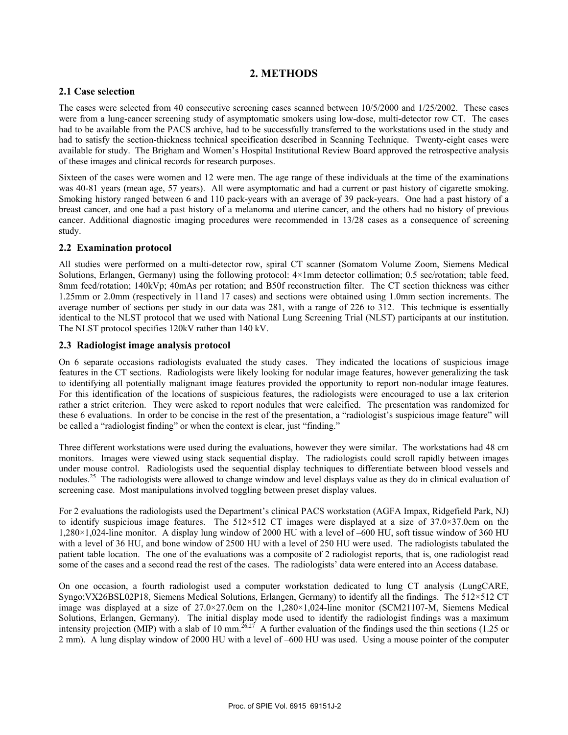# 2. METHODS

## 2.1 Case selection

The cases were selected from 40 consecutive screening cases scanned between 10/5/2000 and 1/25/2002. These cases were from a lung-cancer screening study of asymptomatic smokers using low-dose, multi-detector row CT. The cases had to be available from the PACS archive, had to be successfully transferred to the workstations used in the study and had to satisfy the section-thickness technical specification described in Scanning Technique. Twenty-eight cases were available for study. The Brigham and Women's Hospital Institutional Review Board approved the retrospective analysis of these images and clinical records for research purposes.

Sixteen of the cases were women and 12 were men. The age range of these individuals at the time of the examinations was 40-81 years (mean age, 57 years). All were asymptomatic and had a current or past history of cigarette smoking. Smoking history ranged between 6 and 110 pack-years with an average of 39 pack-years. One had a past history of a breast cancer, and one had a past history of a melanoma and uterine cancer, and the others had no history of previous cancer. Additional diagnostic imaging procedures were recommended in 13/28 cases as a consequence of screening study.

## 2.2 Examination protocol

All studies were performed on a multi-detector row, spiral CT scanner (Somatom Volume Zoom, Siemens Medical Solutions, Erlangen, Germany) using the following protocol: 4×1mm detector collimation; 0.5 sec/rotation; table feed, 8mm feed/rotation; 140kVp; 40mAs per rotation; and B50f reconstruction filter. The CT section thickness was either 1.25mm or 2.0mm (respectively in 11and 17 cases) and sections were obtained using 1.0mm section increments. The average number of sections per study in our data was 281, with a range of 226 to 312. This technique is essentially identical to the NLST protocol that we used with National Lung Screening Trial (NLST) participants at our institution. The NLST protocol specifies 120kV rather than 140 kV.

## 2.3 Radiologist image analysis protocol

On 6 separate occasions radiologists evaluated the study cases. They indicated the locations of suspicious image features in the CT sections. Radiologists were likely looking for nodular image features, however generalizing the task to identifying all potentially malignant image features provided the opportunity to report non-nodular image features. For this identification of the locations of suspicious features, the radiologists were encouraged to use a lax criterion rather a strict criterion. They were asked to report nodules that were calcified. The presentation was randomized for these 6 evaluations. In order to be concise in the rest of the presentation, a "radiologist's suspicious image feature" will be called a "radiologist finding" or when the context is clear, just "finding."

Three different workstations were used during the evaluations, however they were similar. The workstations had 48 cm monitors. Images were viewed using stack sequential display. The radiologists could scroll rapidly between images under mouse control. Radiologists used the sequential display techniques to differentiate between blood vessels and nodules.[25] The radiologists were allowed to change window and level displays value as they do in clinical evaluation of screening case. Most manipulations involved toggling between preset display values.

For 2 evaluations the radiologists used the Department's clinical PACS workstation (AGFA Impax, Ridgefield Park, NJ) to identify suspicious image features. The 512×512 CT images were displayed at a size of 37.0×37.0cm on the 1,280×1,024-line monitor. A display lung window of 2000 HU with a level of –600 HU, soft tissue window of 360 HU with a level of 36 HU, and bone window of 2500 HU with a level of 250 HU were used. The radiologists tabulated the patient table location. The one of the evaluations was a composite of 2 radiologist reports, that is, one radiologist read some of the cases and a second read the rest of the cases. The radiologists' data were entered into an Access database.

On one occasion, a fourth radiologist used a computer workstation dedicated to lung CT analysis (LungCARE, Syngo;VX26BSL02P18, Siemens Medical Solutions, Erlangen, Germany) to identify all the findings. The 512×512 CT image was displayed at a size of 27.0×27.0cm on the 1,280×1,024-line monitor (SCM21107-M, Siemens Medical Solutions, Erlangen, Germany). The initial display mode used to identify the radiologist findings was a maximum intensity projection (MIP) with a slab of 10 mm.[26,27] A further evaluation of the findings used the thin sections (1.25 or 2 mm). A lung display window of 2000 HU with a level of –600 HU was used. Using a mouse pointer of the computer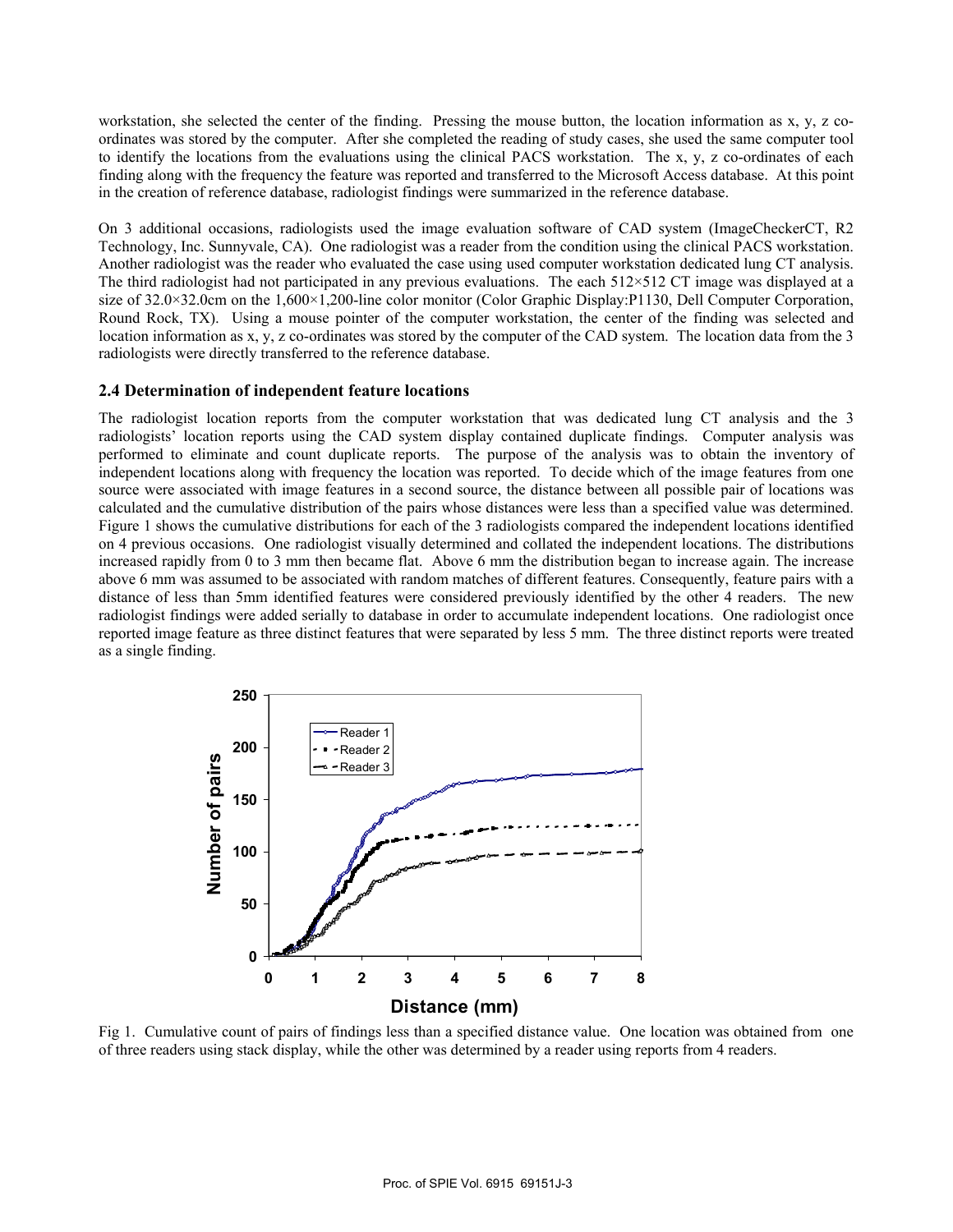workstation, she selected the center of the finding. Pressing the mouse button, the location information as x, y, z co-ordinates was stored by the computer. After she completed the reading of study cases, she used the same computer tool to identify the locations from the evaluations using the clinical PACS workstation. The x, y, z co-ordinates of each finding along with the frequency the feature was reported and transferred to the Microsoft Access database. At this point in the creation of reference database, radiologist findings were summarized in the reference database.

On 3 additional occasions, radiologists used the image evaluation software of CAD system (ImageCheckerCT, R2 Technology, Inc. Sunnyvale, CA). One radiologist was a reader from the condition using the clinical PACS workstation. Another radiologist was the reader who evaluated the case using used computer workstation dedicated lung CT analysis. The third radiologist had not participated in any previous evaluations. The each 512×512 CT image was displayed at a size of 32.0×32.0cm on the 1,600×1,200-line color monitor (Color Graphic Display:P1130, Dell Computer Corporation, Round Rock, TX). Using a mouse pointer of the computer workstation, the center of the finding was selected and location information as x, y, z co-ordinates was stored by the computer of the CAD system. The location data from the 3 radiologists were directly transferred to the reference database.

### 2.4 Determination of independent feature locations

The radiologist location reports from the computer workstation that was dedicated lung CT analysis and the 3 radiologists' location reports using the CAD system display contained duplicate findings. Computer analysis was performed to eliminate and count duplicate reports. The purpose of the analysis was to obtain the inventory of independent locations along with frequency the location was reported. To decide which of the image features from one source were associated with image features in a second source, the distance between all possible pair of locations was calculated and the cumulative distribution of the pairs whose distances were less than a specified value was determined. Figure 1 shows the cumulative distributions for each of the 3 radiologists compared the independent locations identified on 4 previous occasions. One radiologist visually determined and collated the independent locations. The distributions increased rapidly from 0 to 3 mm then became flat. Above 6 mm the distribution began to increase again. The increase above 6 mm was assumed to be associated with random matches of different features. Consequently, feature pairs with a distance of less than 5mm identified features were considered previously identified by the other 4 readers. The new radiologist findings were added serially to database in order to accumulate independent locations. One radiologist once reported image feature as three distinct features that were separated by less 5 mm. The three distinct reports were treated as a single finding.

Fig 1. Cumulative count of pairs of findings less than a specified distance value. One location was obtained from one of three readers using stack display, while the other was determined by a reader using reports from 4 readers.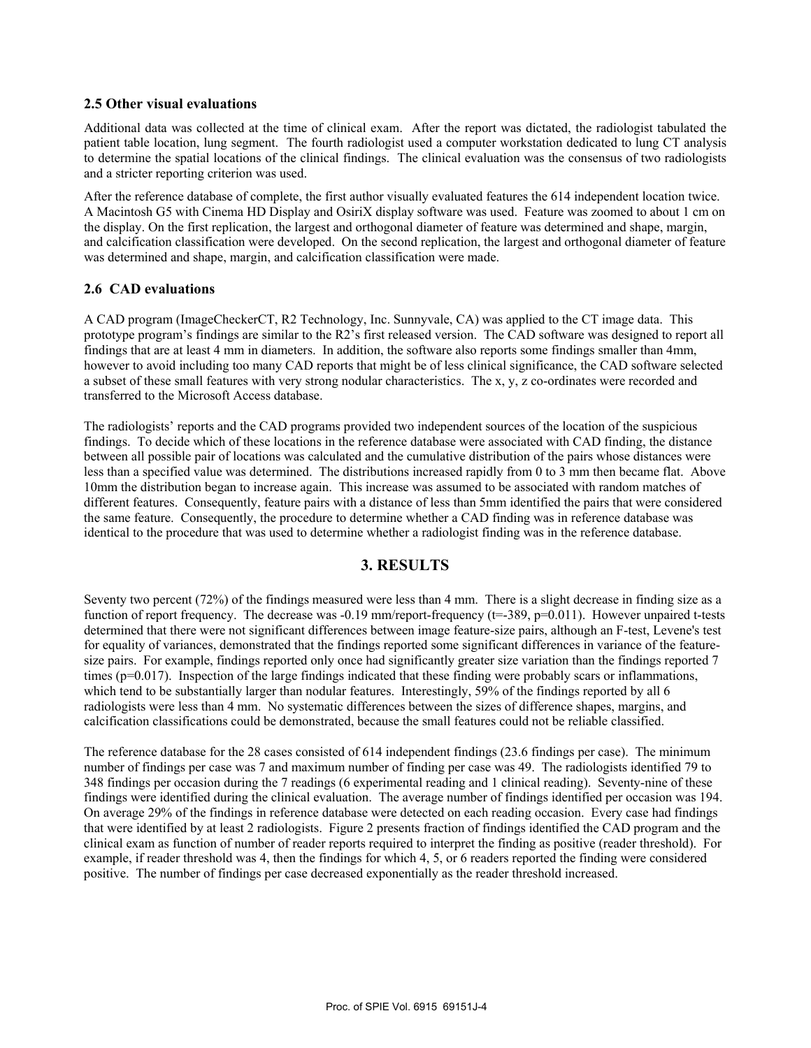### 2.5 Other visual evaluations

Additional data was collected at the time of clinical exam. After the report was dictated, the radiologist tabulated the patient table location, lung segment. The fourth radiologist used a computer workstation dedicated to lung CT analysis to determine the spatial locations of the clinical findings. The clinical evaluation was the consensus of two radiologists and a stricter reporting criterion was used.

After the reference database of complete, the first author visually evaluated features the 614 independent location twice. A Macintosh G5 with Cinema HD Display and OsiriX display software was used. Feature was zoomed to about 1 cm on the display. On the first replication, the largest and orthogonal diameter of feature was determined and shape, margin, and calcification classification were developed. On the second replication, the largest and orthogonal diameter of feature was determined and shape, margin, and calcification classification were made.

### 2.6 CAD evaluations

A CAD program (ImageCheckerCT, R2 Technology, Inc. Sunnyvale, CA) was applied to the CT image data. This prototype program's findings are similar to the R2's first released version. The CAD software was designed to report all findings that are at least 4 mm in diameters. In addition, the software also reports some findings smaller than 4mm, however to avoid including too many CAD reports that might be of less clinical significance, the CAD software selected a subset of these small features with very strong nodular characteristics. The x, y, z co-ordinates were recorded and transferred to the Microsoft Access database.

The radiologists' reports and the CAD programs provided two independent sources of the location of the suspicious findings. To decide which of these locations in the reference database were associated with CAD finding, the distance between all possible pair of locations was calculated and the cumulative distribution of the pairs whose distances were less than a specified value was determined. The distributions increased rapidly from 0 to 3 mm then became flat. Above 10mm the distribution began to increase again. This increase was assumed to be associated with random matches of different features. Consequently, feature pairs with a distance of less than 5mm identified the pairs that were considered the same feature. Consequently, the procedure to determine whether a CAD finding was in reference database was identical to the procedure that was used to determine whether a radiologist finding was in the reference database.

## 3. RESULTS

Seventy two percent (72%) of the findings measured were less than 4 mm. There is a slight decrease in finding size as a function of report frequency. The decrease was -0.19 mm/report-frequency ($t=-389$, $p=0.011$). However unpaired t-tests determined that there were not significant differences between image feature-size pairs, although an F-test, Levene's test for equality of variances, demonstrated that the findings reported some significant differences in variance of the feature-size pairs. For example, findings reported only once had significantly greater size variation than the findings reported 7 times ($p=0.017$). Inspection of the large findings indicated that these finding were probably scars or inflammations, which tend to be substantially larger than nodular features. Interestingly, 59% of the findings reported by all 6 radiologists were less than 4 mm. No systematic differences between the sizes of difference shapes, margins, and calcification classifications could be demonstrated, because the small features could not be reliable classified.

The reference database for the 28 cases consisted of 614 independent findings (23.6 findings per case). The minimum number of findings per case was 7 and maximum number of finding per case was 49. The radiologists identified 79 to 348 findings per occasion during the 7 readings (6 experimental reading and 1 clinical reading). Seventy-nine of these findings were identified during the clinical evaluation. The average number of findings identified per occasion was 194. On average 29% of the findings in reference database were detected on each reading occasion. Every case had findings that were identified by at least 2 radiologists. Figure 2 presents fraction of findings identified the CAD program and the clinical exam as function of number of reader reports required to interpret the finding as positive (reader threshold). For example, if reader threshold was 4, then the findings for which 4, 5, or 6 readers reported the finding were considered positive. The number of findings per case decreased exponentially as the reader threshold increased.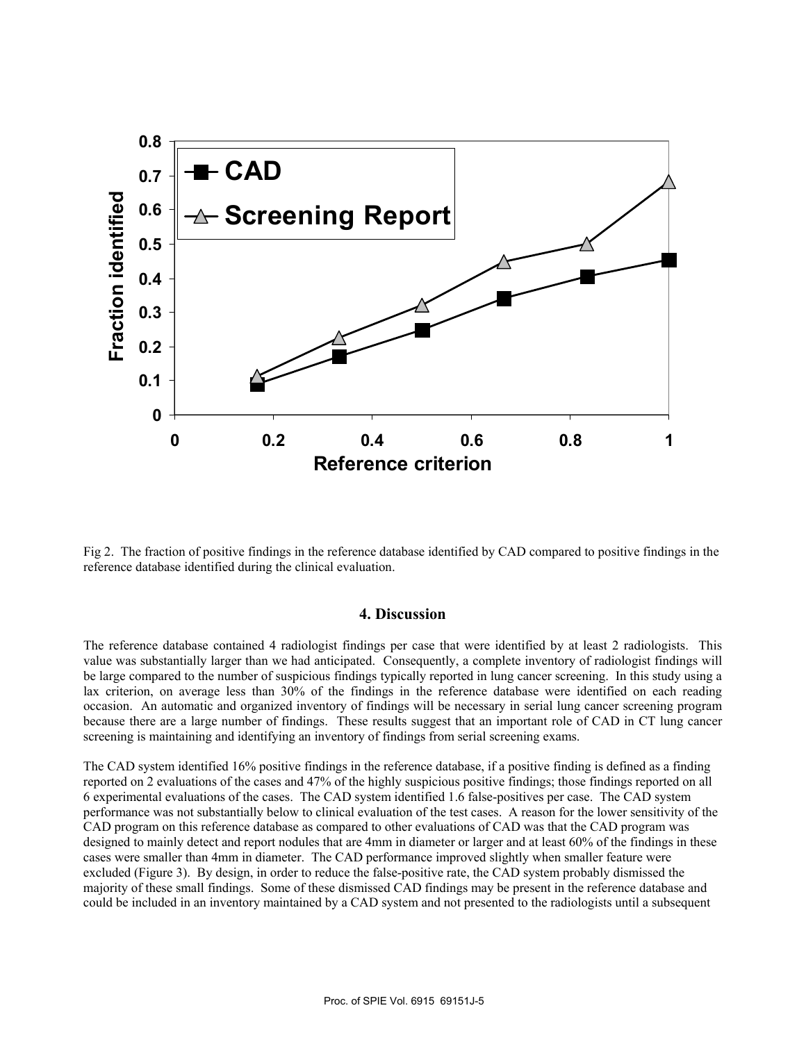Fig 2. The fraction of positive findings in the reference database identified by CAD compared to positive findings in the reference database identified during the clinical evaluation.

## 4. Discussion

The reference database contained 4 radiologist findings per case that were identified by at least 2 radiologists. This value was substantially larger than we had anticipated. Consequently, a complete inventory of radiologist findings will be large compared to the number of suspicious findings typically reported in lung cancer screening. In this study using a lax criterion, on average less than 30% of the findings in the reference database were identified on each reading occasion. An automatic and organized inventory of findings will be necessary in serial lung cancer screening program because there are a large number of findings. These results suggest that an important role of CAD in CT lung cancer screening is maintaining and identifying an inventory of findings from serial screening exams.

The CAD system identified 16% positive findings in the reference database, if a positive finding is defined as a finding reported on 2 evaluations of the cases and 47% of the highly suspicious positive findings; those findings reported on all 6 experimental evaluations of the cases. The CAD system identified 1.6 false-positives per case. The CAD system performance was not substantially below to clinical evaluation of the test cases. A reason for the lower sensitivity of the CAD program on this reference database as compared to other evaluations of CAD was that the CAD program was designed to mainly detect and report nodules that are 4mm in diameter or larger and at least 60% of the findings in these cases were smaller than 4mm in diameter. The CAD performance improved slightly when smaller feature were excluded (Figure 3). By design, in order to reduce the false-positive rate, the CAD system probably dismissed the majority of these small findings. Some of these dismissed CAD findings may be present in the reference database and could be included in an inventory maintained by a CAD system and not presented to the radiologists until a subsequent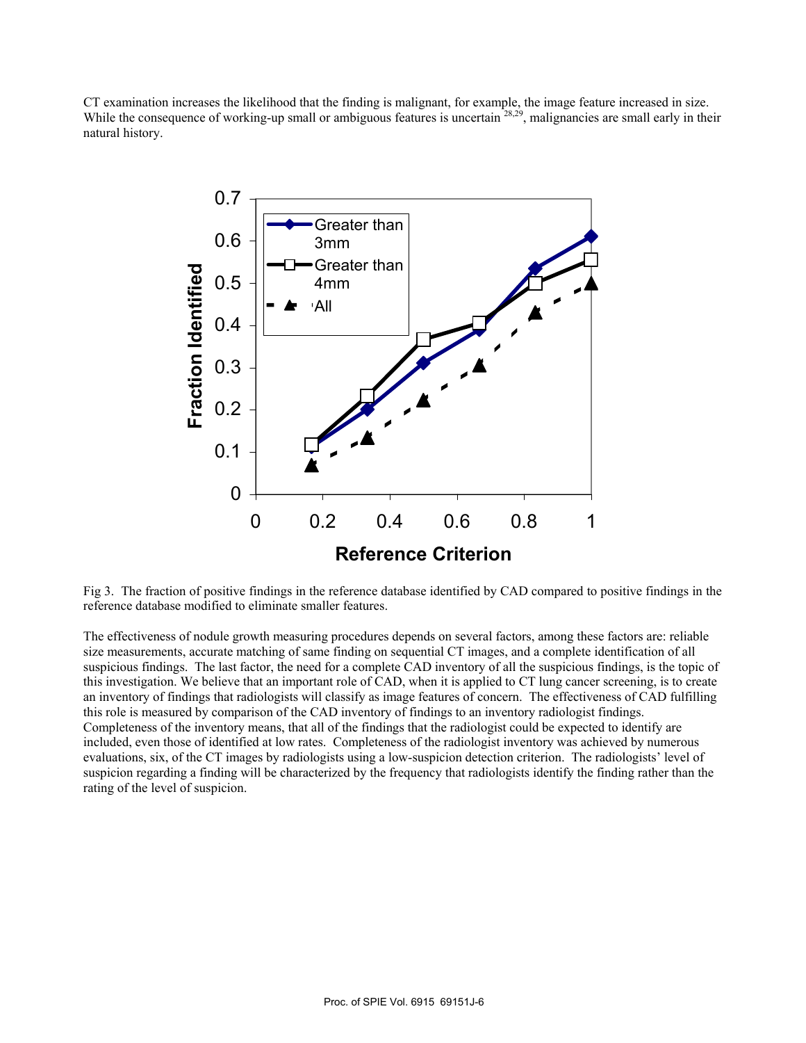CT examination increases the likelihood that the finding is malignant, for example, the image feature increased in size. While the consequence of working-up small or ambiguous features is uncertain [28,29], malignancies are small early in their natural history.

Fig 3. The fraction of positive findings in the reference database identified by CAD compared to positive findings in the reference database modified to eliminate smaller features.

The effectiveness of nodule growth measuring procedures depends on several factors, among these factors are: reliable size measurements, accurate matching of same finding on sequential CT images, and a complete identification of all suspicious findings. The last factor, the need for a complete CAD inventory of all the suspicious findings, is the topic of this investigation. We believe that an important role of CAD, when it is applied to CT lung cancer screening, is to create an inventory of findings that radiologists will classify as image features of concern. The effectiveness of CAD fulfilling this role is measured by comparison of the CAD inventory of findings to an inventory radiologist findings. Completeness of the inventory means, that all of the findings that the radiologist could be expected to identify are included, even those of identified at low rates. Completeness of the radiologist inventory was achieved by numerous evaluations, six, of the CT images by radiologists using a low-suspicion detection criterion. The radiologists' level of suspicion regarding a finding will be characterized by the frequency that radiologists identify the finding rather than the rating of the level of suspicion.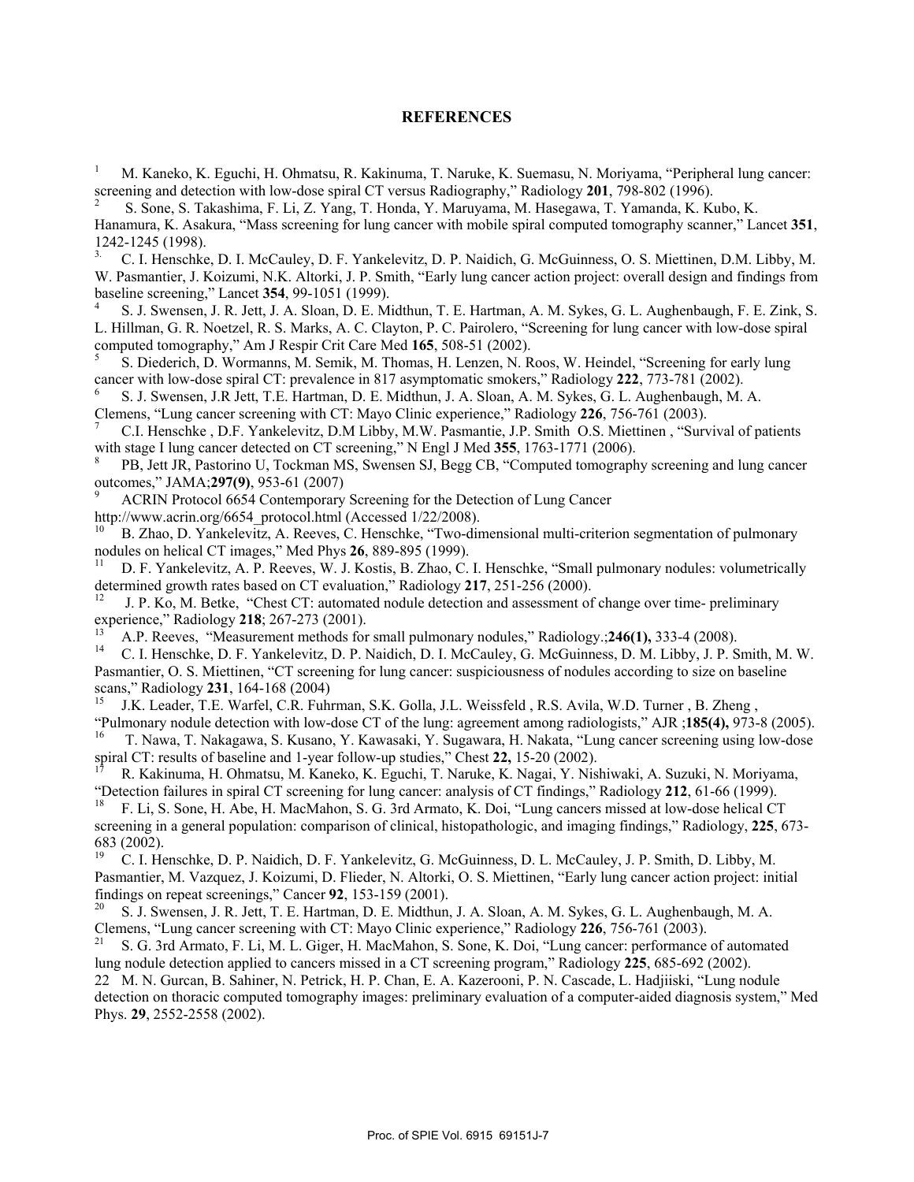## REFERENCES

1. M. Kaneko, K. Eguchi, H. Ohmatsu, R. Kakinuma, T. Naruke, K. Suemasu, N. Moriyama, "Peripheral lung cancer: screening and detection with low-dose spiral CT versus Radiography," Radiology **201**, 798-802 (1996).
2. S. Sone, S. Takashima, F. Li, Z. Yang, T. Honda, Y. Maruyama, M. Hasegawa, T. Yamanda, K. Kubo, K. Hanamura, K. Asakura, "Mass screening for lung cancer with mobile spiral computed tomography scanner," Lancet **351**, 1242-1245 (1998).
3. C. I. Henschke, D. I. McCauley, D. F. Yankelevitz, D. P. Naidich, G. McGuinness, O. S. Miettinen, D.M. Libby, M. W. Pasmantier, J. Koizumi, N.K. Altorki, J. P. Smith, "Early lung cancer action project: overall design and findings from baseline screening," Lancet **354**, 99-1051 (1999).
4. S. J. Swensen, J. R. Jett, J. A. Sloan, D. E. Midthun, T. E. Hartman, A. M. Sykes, G. L. Aughenbaugh, F. E. Zink, S. L. Hillman, G. R. Noetzel, R. S. Marks, A. C. Clayton, P. C. Pairolero, "Screening for lung cancer with low-dose spiral computed tomography," Am J Respir Crit Care Med **165**, 508-51 (2002).
5. S. Diederich, D. Wormanns, M. Semik, M. Thomas, H. Lenzen, N. Roos, W. Heindel, "Screening for early lung cancer with low-dose spiral CT: prevalence in 817 asymptomatic smokers," Radiology **222**, 773-781 (2002).
6. S. J. Swensen, J.R Jett, T.E. Hartman, D. E. Midthun, J. A. Sloan, A. M. Sykes, G. L. Aughenbaugh, M. A. Clemens, "Lung cancer screening with CT: Mayo Clinic experience," Radiology **226**, 756-761 (2003).
7. C.I. Henschke , D.F. Yankelevitz, D.M Libby, M.W. Pasmantie, J.P. Smith O.S. Miettinen , "Survival of patients with stage I lung cancer detected on CT screening," N Engl J Med **355**, 1763-1771 (2006).
8. PB, Jett JR, Pastorino U, Tockman MS, Swensen SJ, Begg CB, "Computed tomography screening and lung cancer outcomes," JAMA;**297(9)**, 953-61 (2007)
9. ACRIN Protocol 6654 Contemporary Screening for the Detection of Lung Cancer http://www.acrin.org/6654_protocol.html (Accessed 1/22/2008).
10. B. Zhao, D. Yankelevitz, A. Reeves, C. Henschke, "Two-dimensional multi-criterion segmentation of pulmonary nodules on helical CT images," Med Phys **26**, 889-895 (1999).
11. D. F. Yankelevitz, A. P. Reeves, W. J. Kostis, B. Zhao, C. I. Henschke, "Small pulmonary nodules: volumetrically determined growth rates based on CT evaluation," Radiology **217**, 251-256 (2000).
12. J. P. Ko, M. Betke, "Chest CT: automated nodule detection and assessment of change over time- preliminary experience," Radiology **218**; 267-273 (2001).
13. A.P. Reeves, "Measurement methods for small pulmonary nodules," Radiology.;**246(1),** 333-4 (2008).
14. C. I. Henschke, D. F. Yankelevitz, D. P. Naidich, D. I. McCauley, G. McGuinness, D. M. Libby, J. P. Smith, M. W. Pasmantier, O. S. Miettinen, "CT screening for lung cancer: suspiciousness of nodules according to size on baseline scans," Radiology **231**, 164-168 (2004)
15. J.K. Leader, T.E. Warfel, C.R. Fuhrman, S.K. Golla, J.L. Weissfeld , R.S. Avila, W.D. Turner , B. Zheng , "Pulmonary nodule detection with low-dose CT of the lung: agreement among radiologists," AJR ;**185(4),** 973-8 (2005).
16. T. Nawa, T. Nakagawa, S. Kusano, Y. Kawasaki, Y. Sugawara, H. Nakata, "Lung cancer screening using low-dose spiral CT: results of baseline and 1-year follow-up studies," Chest **22,** 15-20 (2002).
17. R. Kakinuma, H. Ohmatsu, M. Kaneko, K. Eguchi, T. Naruke, K. Nagai, Y. Nishiwaki, A. Suzuki, N. Moriyama, "Detection failures in spiral CT screening for lung cancer: analysis of CT findings," Radiology **212**, 61-66 (1999).
18. F. Li, S. Sone, H. Abe, H. MacMahon, S. G. 3rd Armato, K. Doi, "Lung cancers missed at low-dose helical CT screening in a general population: comparison of clinical, histopathologic, and imaging findings," Radiology, **225**, 673-683 (2002).
19. C. I. Henschke, D. P. Naidich, D. F. Yankelevitz, G. McGuinness, D. L. McCauley, J. P. Smith, D. Libby, M. Pasmantier, M. Vazquez, J. Koizumi, D. Flieder, N. Altorki, O. S. Miettinen, "Early lung cancer action project: initial findings on repeat screenings," Cancer **92**, 153-159 (2001).
20. S. J. Swensen, J. R. Jett, T. E. Hartman, D. E. Midthun, J. A. Sloan, A. M. Sykes, G. L. Aughenbaugh, M. A. Clemens, "Lung cancer screening with CT: Mayo Clinic experience," Radiology **226**, 756-761 (2003).
21. S. G. 3rd Armato, F. Li, M. L. Giger, H. MacMahon, S. Sone, K. Doi, "Lung cancer: performance of automated lung nodule detection applied to cancers missed in a CT screening program," Radiology **225**, 685-692 (2002).
22. M. N. Gurcan, B. Sahiner, N. Petrick, H. P. Chan, E. A. Kazerooni, P. N. Cascade, L. Hadjiiski, "Lung nodule detection on thoracic computed tomography images: preliminary evaluation of a computer-aided diagnosis system," Med Phys. **29**, 2552-2558 (2002).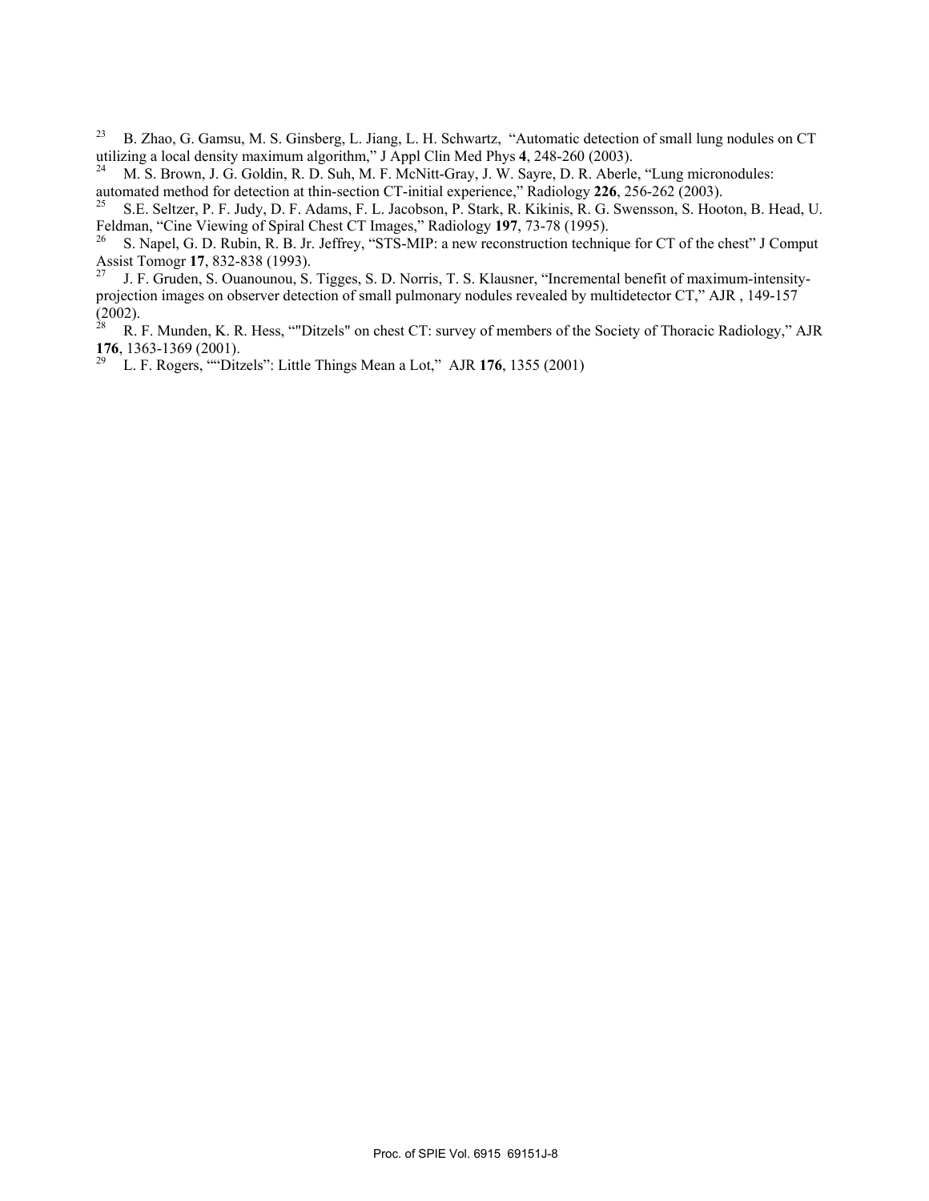[23] B. Zhao, G. Gamsu, M. S. Ginsberg, L. Jiang, L. H. Schwartz, "Automatic detection of small lung nodules on CT utilizing a local density maximum algorithm," J Appl Clin Med Phys **4**, 248-260 (2003).

[24] M. S. Brown, J. G. Goldin, R. D. Suh, M. F. McNitt-Gray, J. W. Sayre, D. R. Aberle, "Lung micronodules: automated method for detection at thin-section CT-initial experience," Radiology **226**, 256-262 (2003).

[25] S.E. Seltzer, P. F. Judy, D. F. Adams, F. L. Jacobson, P. Stark, R. Kikinis, R. G. Swensson, S. Hooton, B. Head, U. Feldman, "Cine Viewing of Spiral Chest CT Images," Radiology **197**, 73-78 (1995).

[26] S. Napel, G. D. Rubin, R. B. Jr. Jeffrey, "STS-MIP: a new reconstruction technique for CT of the chest" J Comput Assist Tomogr **17**, 832-838 (1993).

[27] J. F. Gruden, S. Ouanounou, S. Tigges, S. D. Norris, T. S. Klausner, "Incremental benefit of maximum-intensity-projection images on observer detection of small pulmonary nodules revealed by multidetector CT," AJR , 149-157 (2002).

[28] R. F. Munden, K. R. Hess, ""Ditzels" on chest CT: survey of members of the Society of Thoracic Radiology," AJR **176**, 1363-1369 (2001).

[29] L. F. Rogers, ""Ditzels": Little Things Mean a Lot," AJR **176**, 1355 (2001)